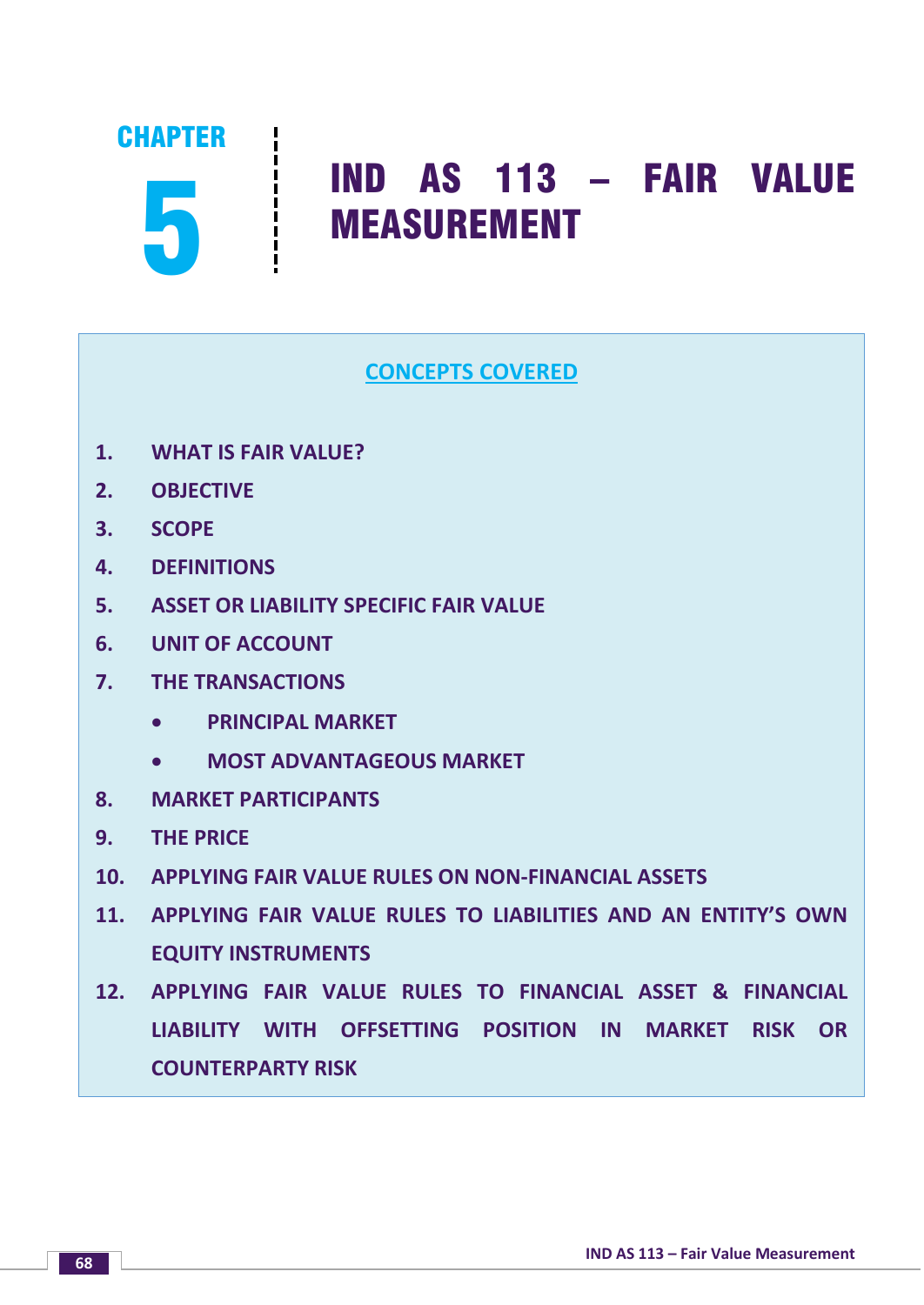# CHAPTER 5

# IND AS 113 – FAIR VALUE MEASUREMENT

## CONCEPTS COVERED

1. WHAT IS FAIR VALUE?
2. OBJECTIVE
3. SCOPE
4. DEFINITIONS
5. ASSET OR LIABILITY SPECIFIC FAIR VALUE
6. UNIT OF ACCOUNT
7. THE TRANSACTIONS
    - PRINCIPAL MARKET
    - MOST ADVANTAGEOUS MARKET
8. MARKET PARTICIPANTS
9. THE PRICE
10. APPLYING FAIR VALUE RULES ON NON-FINANCIAL ASSETS
11. APPLYING FAIR VALUE RULES TO LIABILITIES AND AN ENTITY'S OWN EQUITY INSTRUMENTS
12. APPLYING FAIR VALUE RULES TO FINANCIAL ASSET & FINANCIAL LIABILITY WITH OFFSETTING POSITION IN MARKET RISK OR COUNTERPARTY RISK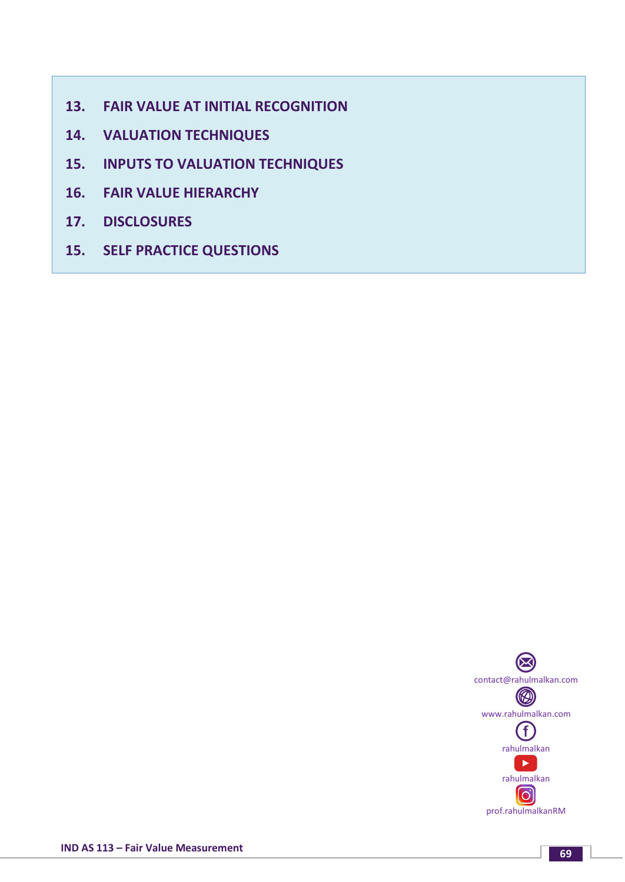13. **FAIR VALUE AT INITIAL RECOGNITION**
14. **VALUATION TECHNIQUES**
15. **INPUTS TO VALUATION TECHNIQUES**
16. **FAIR VALUE HIERARCHY**
17. **DISCLOSURES**
15. **SELF PRACTICE QUESTIONS**

contact@rahulmalkan.com

www.rahulmalkan.com

rahulmalkan

rahulmalkan

prof.rahulmalkanRM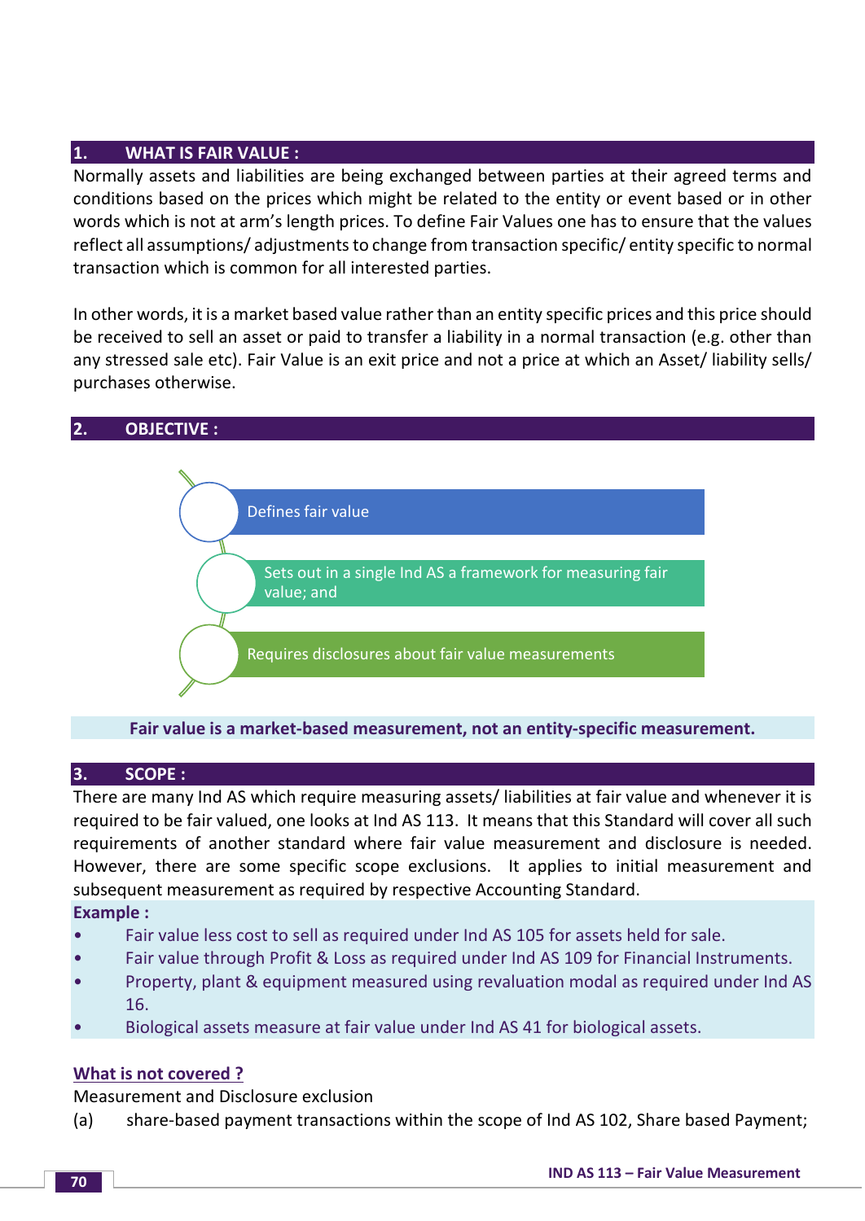## 1. WHAT IS FAIR VALUE :

Normally assets and liabilities are being exchanged between parties at their agreed terms and conditions based on the prices which might be related to the entity or event based or in other words which is not at arm's length prices. To define Fair Values one has to ensure that the values reflect all assumptions/ adjustments to change from transaction specific/ entity specific to normal transaction which is common for all interested parties.

In other words, it is a market based value rather than an entity specific prices and this price should be received to sell an asset or paid to transfer a liability in a normal transaction (e.g. other than any stressed sale etc). Fair Value is an exit price and not a price at which an Asset/ liability sells/ purchases otherwise.

## 2. OBJECTIVE :

- Defines fair value
- Sets out in a single Ind AS a framework for measuring fair value; and
- Requires disclosures about fair value measurements

**Fair value is a market-based measurement, not an entity-specific measurement.**

## 3. SCOPE :

There are many Ind AS which require measuring assets/ liabilities at fair value and whenever it is required to be fair valued, one looks at Ind AS 113. It means that this Standard will cover all such requirements of another standard where fair value measurement and disclosure is needed. However, there are some specific scope exclusions. It applies to initial measurement and subsequent measurement as required by respective Accounting Standard.

**Example :**

- Fair value less cost to sell as required under Ind AS 105 for assets held for sale.
- Fair value through Profit & Loss as required under Ind AS 109 for Financial Instruments.
- Property, plant & equipment measured using revaluation modal as required under Ind AS 16.
- Biological assets measure at fair value under Ind AS 41 for biological assets.

**What is not covered ?**

Measurement and Disclosure exclusion

(a) share-based payment transactions within the scope of Ind AS 102, Share based Payment;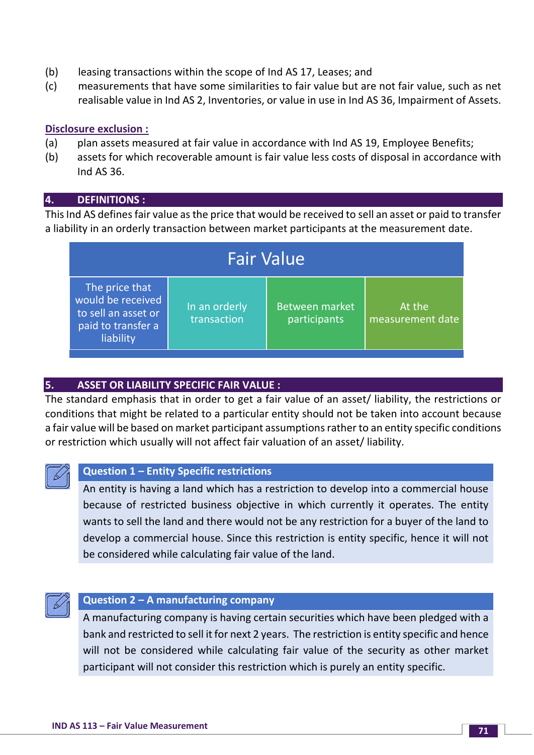(b) leasing transactions within the scope of Ind AS 17, Leases; and

(c) measurements that have some similarities to fair value but are not fair value, such as net realisable value in Ind AS 2, Inventories, or value in use in Ind AS 36, Impairment of Assets.

**Disclosure exclusion :**

(a) plan assets measured at fair value in accordance with Ind AS 19, Employee Benefits;

(b) assets for which recoverable amount is fair value less costs of disposal in accordance with Ind AS 36.

## 4. DEFINITIONS :

This Ind AS defines fair value as the price that would be received to sell an asset or paid to transfer a liability in an orderly transaction between market participants at the measurement date.

| Fair Value | | | |
|---|---|---|---|
| The price that would be received to sell an asset or paid to transfer a liability | In an orderly transaction | Between market participants | At the measurement date |

## 5. ASSET OR LIABILITY SPECIFIC FAIR VALUE :

The standard emphasis that in order to get a fair value of an asset/ liability, the restrictions or conditions that might be related to a particular entity should not be taken into account because a fair value will be based on market participant assumptions rather to an entity specific conditions or restriction which usually will not affect fair valuation of an asset/ liability.

**Question 1 – Entity Specific restrictions**

An entity is having a land which has a restriction to develop into a commercial house because of restricted business objective in which currently it operates. The entity wants to sell the land and there would not be any restriction for a buyer of the land to develop a commercial house. Since this restriction is entity specific, hence it will not be considered while calculating fair value of the land.

**Question 2 – A manufacturing company**

A manufacturing company is having certain securities which have been pledged with a bank and restricted to sell it for next 2 years. The restriction is entity specific and hence will not be considered while calculating fair value of the security as other market participant will not consider this restriction which is purely an entity specific.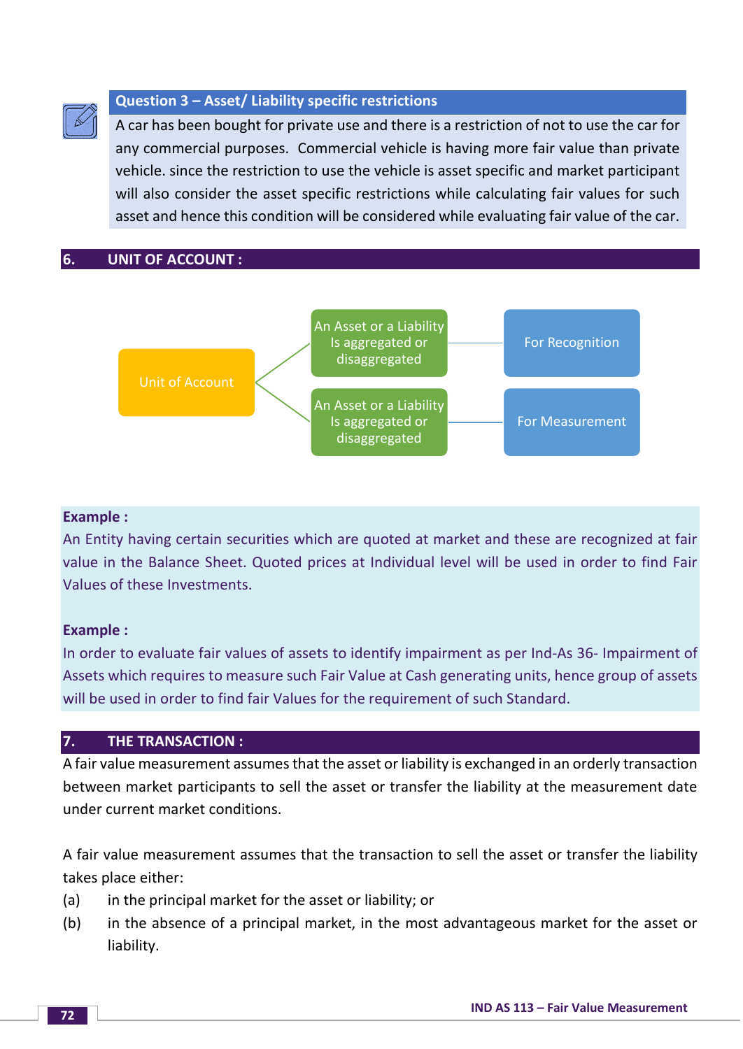**Question 3 – Asset/ Liability specific restrictions**

A car has been bought for private use and there is a restriction of not to use the car for any commercial purposes. Commercial vehicle is having more fair value than private vehicle. since the restriction to use the vehicle is asset specific and market participant will also consider the asset specific restrictions while calculating fair values for such asset and hence this condition will be considered while evaluating fair value of the car.

## 6. UNIT OF ACCOUNT :

Unit of Account

- An Asset or a Liability Is aggregated or disaggregated — For Recognition
- An Asset or a Liability Is aggregated or disaggregated — For Measurement

**Example :**

An Entity having certain securities which are quoted at market and these are recognized at fair value in the Balance Sheet. Quoted prices at Individual level will be used in order to find Fair Values of these Investments.

**Example :**

In order to evaluate fair values of assets to identify impairment as per Ind-As 36- Impairment of Assets which requires to measure such Fair Value at Cash generating units, hence group of assets will be used in order to find fair Values for the requirement of such Standard.

## 7. THE TRANSACTION :

A fair value measurement assumes that the asset or liability is exchanged in an orderly transaction between market participants to sell the asset or transfer the liability at the measurement date under current market conditions.

A fair value measurement assumes that the transaction to sell the asset or transfer the liability takes place either:

(a) in the principal market for the asset or liability; or

(b) in the absence of a principal market, in the most advantageous market for the asset or liability.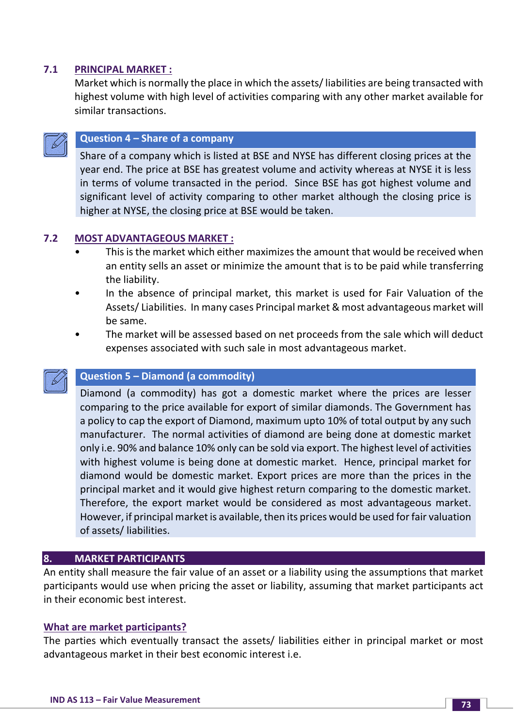### 7.1 PRINCIPAL MARKET :

Market which is normally the place in which the assets/ liabilities are being transacted with highest volume with high level of activities comparing with any other market available for similar transactions.

**Question 4 – Share of a company**

Share of a company which is listed at BSE and NYSE has different closing prices at the year end. The price at BSE has greatest volume and activity whereas at NYSE it is less in terms of volume transacted in the period. Since BSE has got highest volume and significant level of activity comparing to other market although the closing price is higher at NYSE, the closing price at BSE would be taken.

### 7.2 MOST ADVANTAGEOUS MARKET :

- This is the market which either maximizes the amount that would be received when an entity sells an asset or minimize the amount that is to be paid while transferring the liability.
- In the absence of principal market, this market is used for Fair Valuation of the Assets/ Liabilities. In many cases Principal market & most advantageous market will be same.
- The market will be assessed based on net proceeds from the sale which will deduct expenses associated with such sale in most advantageous market.

**Question 5 – Diamond (a commodity)**

Diamond (a commodity) has got a domestic market where the prices are lesser comparing to the price available for export of similar diamonds. The Government has a policy to cap the export of Diamond, maximum upto 10% of total output by any such manufacturer. The normal activities of diamond are being done at domestic market only i.e. 90% and balance 10% only can be sold via export. The highest level of activities with highest volume is being done at domestic market. Hence, principal market for diamond would be domestic market. Export prices are more than the prices in the principal market and it would give highest return comparing to the domestic market. Therefore, the export market would be considered as most advantageous market. However, if principal market is available, then its prices would be used for fair valuation of assets/ liabilities.

## 8. MARKET PARTICIPANTS

An entity shall measure the fair value of an asset or a liability using the assumptions that market participants would use when pricing the asset or liability, assuming that market participants act in their economic best interest.

**What are market participants?**

The parties which eventually transact the assets/ liabilities either in principal market or most advantageous market in their best economic interest i.e.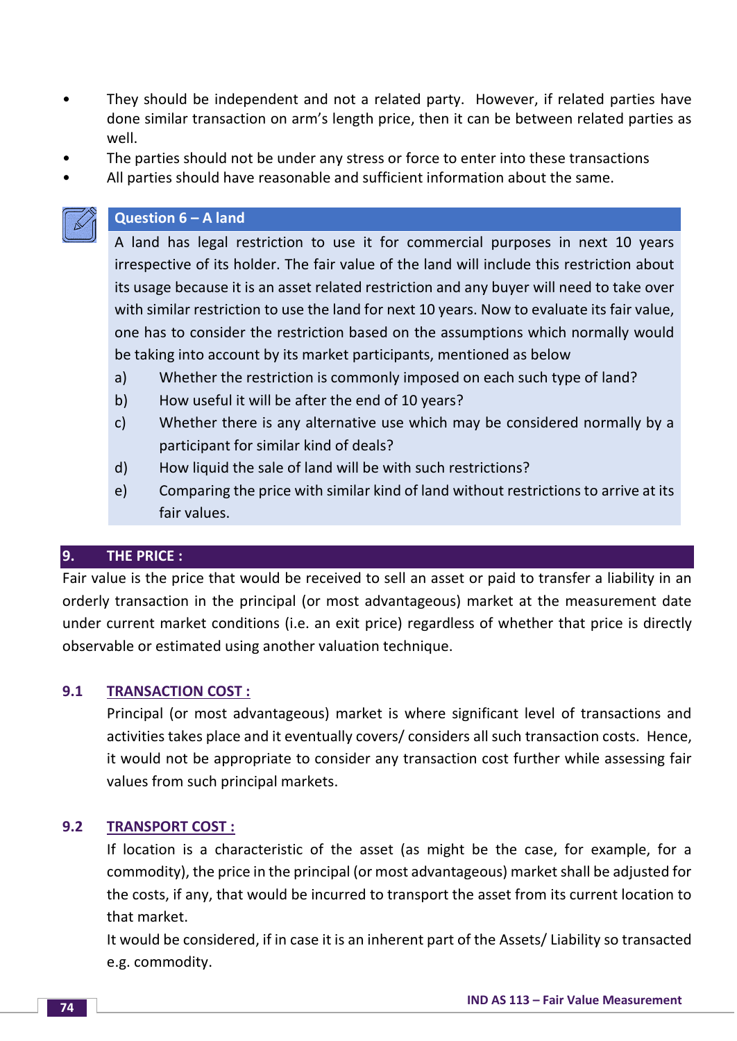- They should be independent and not a related party. However, if related parties have done similar transaction on arm's length price, then it can be between related parties as well.
- The parties should not be under any stress or force to enter into these transactions
- All parties should have reasonable and sufficient information about the same.

**Question 6 – A land**

A land has legal restriction to use it for commercial purposes in next 10 years irrespective of its holder. The fair value of the land will include this restriction about its usage because it is an asset related restriction and any buyer will need to take over with similar restriction to use the land for next 10 years. Now to evaluate its fair value, one has to consider the restriction based on the assumptions which normally would be taking into account by its market participants, mentioned as below

a) Whether the restriction is commonly imposed on each such type of land?

b) How useful it will be after the end of 10 years?

c) Whether there is any alternative use which may be considered normally by a participant for similar kind of deals?

d) How liquid the sale of land will be with such restrictions?

e) Comparing the price with similar kind of land without restrictions to arrive at its fair values.

## 9. THE PRICE :

Fair value is the price that would be received to sell an asset or paid to transfer a liability in an orderly transaction in the principal (or most advantageous) market at the measurement date under current market conditions (i.e. an exit price) regardless of whether that price is directly observable or estimated using another valuation technique.

### 9.1 TRANSACTION COST :

Principal (or most advantageous) market is where significant level of transactions and activities takes place and it eventually covers/ considers all such transaction costs. Hence, it would not be appropriate to consider any transaction cost further while assessing fair values from such principal markets.

### 9.2 TRANSPORT COST :

If location is a characteristic of the asset (as might be the case, for example, for a commodity), the price in the principal (or most advantageous) market shall be adjusted for the costs, if any, that would be incurred to transport the asset from its current location to that market.

It would be considered, if in case it is an inherent part of the Assets/ Liability so transacted e.g. commodity.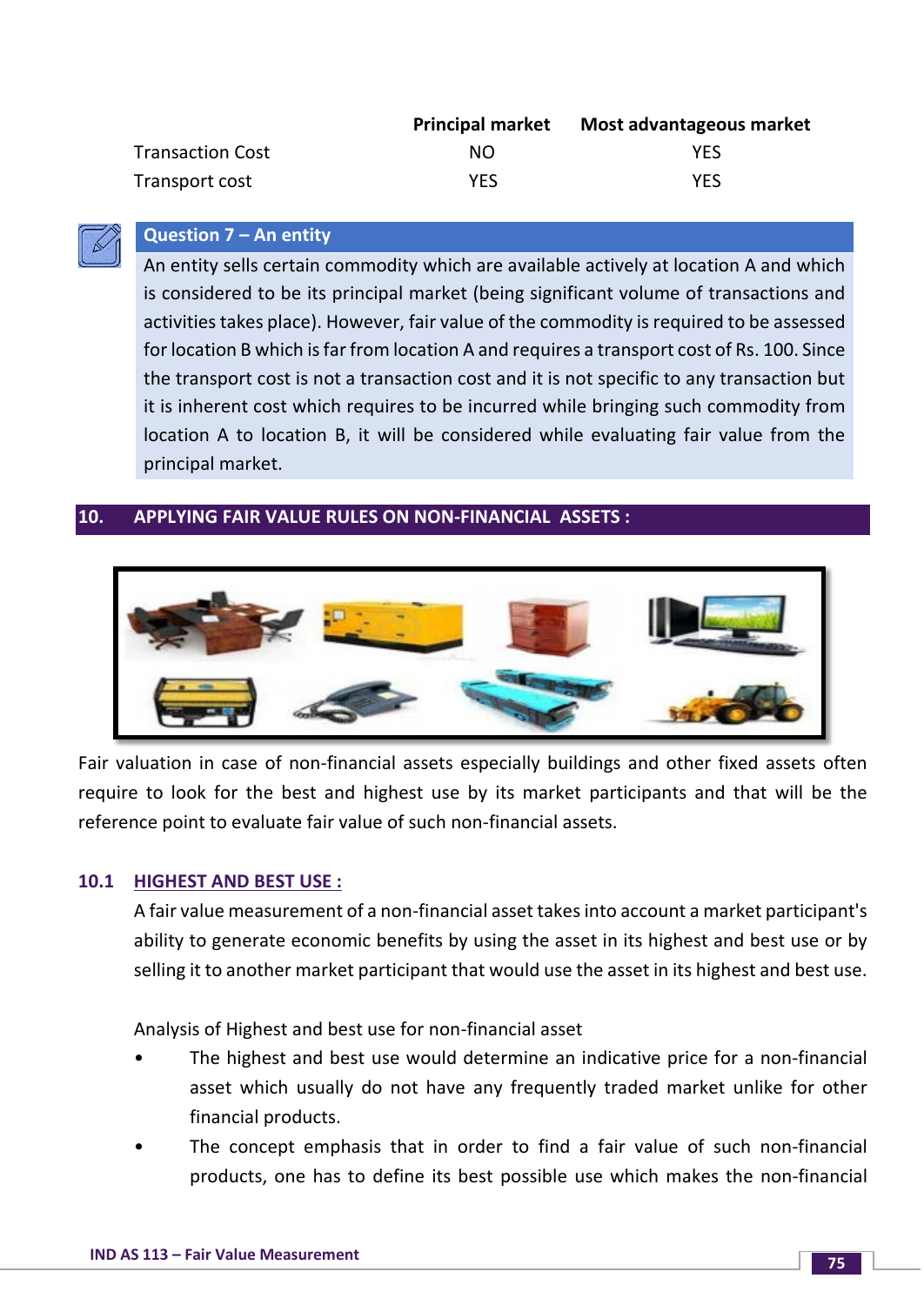| | Principal market | Most advantageous market |
|---|---|---|
| Transaction Cost | NO | YES |
| Transport cost | YES | YES |

**Question 7 – An entity**

An entity sells certain commodity which are available actively at location A and which is considered to be its principal market (being significant volume of transactions and activities takes place). However, fair value of the commodity is required to be assessed for location B which is far from location A and requires a transport cost of Rs. 100. Since the transport cost is not a transaction cost and it is not specific to any transaction but it is inherent cost which requires to be incurred while bringing such commodity from location A to location B, it will be considered while evaluating fair value from the principal market.

## 10. APPLYING FAIR VALUE RULES ON NON-FINANCIAL ASSETS :

Fair valuation in case of non-financial assets especially buildings and other fixed assets often require to look for the best and highest use by its market participants and that will be the reference point to evaluate fair value of such non-financial assets.

### 10.1 HIGHEST AND BEST USE :

A fair value measurement of a non-financial asset takes into account a market participant's ability to generate economic benefits by using the asset in its highest and best use or by selling it to another market participant that would use the asset in its highest and best use.

Analysis of Highest and best use for non-financial asset

- The highest and best use would determine an indicative price for a non-financial asset which usually do not have any frequently traded market unlike for other financial products.
- The concept emphasis that in order to find a fair value of such non-financial products, one has to define its best possible use which makes the non-financial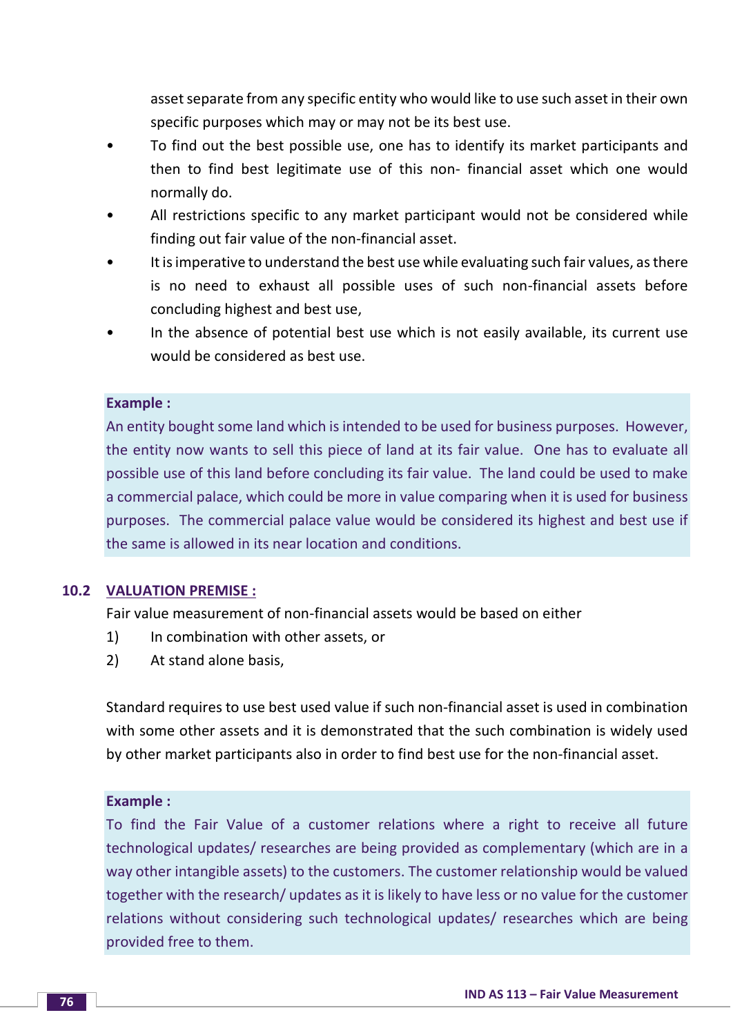asset separate from any specific entity who would like to use such asset in their own specific purposes which may or may not be its best use.

- To find out the best possible use, one has to identify its market participants and then to find best legitimate use of this non- financial asset which one would normally do.
- All restrictions specific to any market participant would not be considered while finding out fair value of the non-financial asset.
- It is imperative to understand the best use while evaluating such fair values, as there is no need to exhaust all possible uses of such non-financial assets before concluding highest and best use,
- In the absence of potential best use which is not easily available, its current use would be considered as best use.

**Example :**

An entity bought some land which is intended to be used for business purposes. However, the entity now wants to sell this piece of land at its fair value. One has to evaluate all possible use of this land before concluding its fair value. The land could be used to make a commercial palace, which could be more in value comparing when it is used for business purposes. The commercial palace value would be considered its highest and best use if the same is allowed in its near location and conditions.

## 10.2 VALUATION PREMISE :

Fair value measurement of non-financial assets would be based on either

1) In combination with other assets, or
2) At stand alone basis,

Standard requires to use best used value if such non-financial asset is used in combination with some other assets and it is demonstrated that the such combination is widely used by other market participants also in order to find best use for the non-financial asset.

**Example :**

To find the Fair Value of a customer relations where a right to receive all future technological updates/ researches are being provided as complementary (which are in a way other intangible assets) to the customers. The customer relationship would be valued together with the research/ updates as it is likely to have less or no value for the customer relations without considering such technological updates/ researches which are being provided free to them.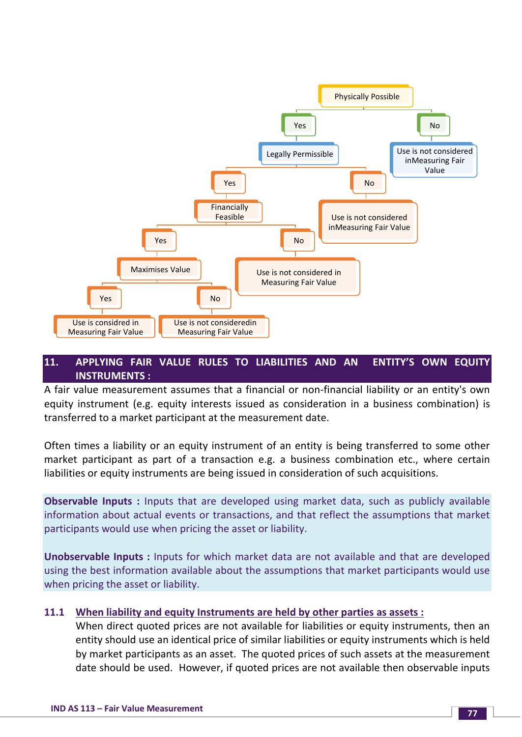- Physically Possible
  - Yes → Legally Permissible
    - Yes → Financially Feasible
      - Yes → Maximises Value
        - Yes → Use is considred in Measuring Fair Value
        - No → Use is not consideredin Measuring Fair Value
      - No → Use is not considered in Measuring Fair Value
    - No → Use is not considered inMeasuring Fair Value
  - No → Use is not considered inMeasuring Fair Value

## 11. APPLYING FAIR VALUE RULES TO LIABILITIES AND AN ENTITY'S OWN EQUITY INSTRUMENTS :

A fair value measurement assumes that a financial or non-financial liability or an entity's own equity instrument (e.g. equity interests issued as consideration in a business combination) is transferred to a market participant at the measurement date.

Often times a liability or an equity instrument of an entity is being transferred to some other market participant as part of a transaction e.g. a business combination etc., where certain liabilities or equity instruments are being issued in consideration of such acquisitions.

**Observable Inputs :** Inputs that are developed using market data, such as publicly available information about actual events or transactions, and that reflect the assumptions that market participants would use when pricing the asset or liability.

**Unobservable Inputs :** Inputs for which market data are not available and that are developed using the best information available about the assumptions that market participants would use when pricing the asset or liability.

### 11.1 When liability and equity Instruments are held by other parties as assets :

When direct quoted prices are not available for liabilities or equity instruments, then an entity should use an identical price of similar liabilities or equity instruments which is held by market participants as an asset. The quoted prices of such assets at the measurement date should be used. However, if quoted prices are not available then observable inputs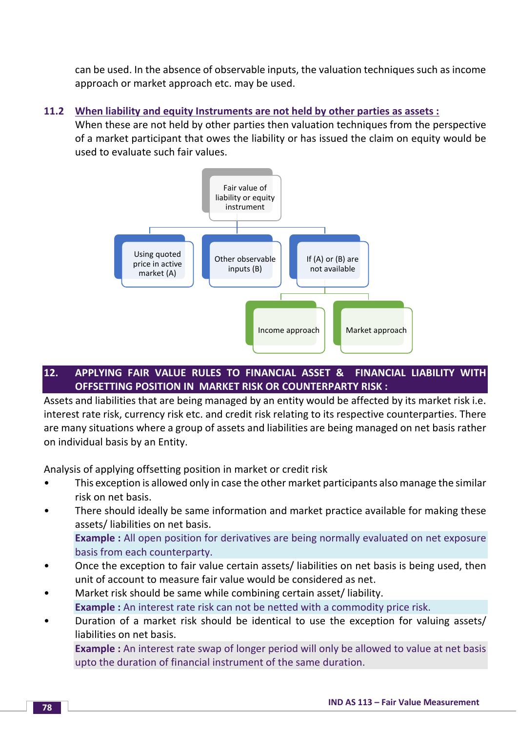can be used. In the absence of observable inputs, the valuation techniques such as income approach or market approach etc. may be used.

### 11.2 When liability and equity Instruments are not held by other parties as assets :

When these are not held by other parties then valuation techniques from the perspective of a market participant that owes the liability or has issued the claim on equity would be used to evaluate such fair values.

Fair value of liability or equity instrument

- Using quoted price in active market (A)
- Other observable inputs (B)
- If (A) or (B) are not available
  - Income approach
  - Market approach

## 12. APPLYING FAIR VALUE RULES TO FINANCIAL ASSET & FINANCIAL LIABILITY WITH OFFSETTING POSITION IN MARKET RISK OR COUNTERPARTY RISK :

Assets and liabilities that are being managed by an entity would be affected by its market risk i.e. interest rate risk, currency risk etc. and credit risk relating to its respective counterparties. There are many situations where a group of assets and liabilities are being managed on net basis rather on individual basis by an Entity.

Analysis of applying offsetting position in market or credit risk

- This exception is allowed only in case the other market participants also manage the similar risk on net basis.
- There should ideally be same information and market practice available for making these assets/ liabilities on net basis.

  **Example :** All open position for derivatives are being normally evaluated on net exposure basis from each counterparty.
- Once the exception to fair value certain assets/ liabilities on net basis is being used, then unit of account to measure fair value would be considered as net.
- Market risk should be same while combining certain asset/ liability.

  **Example :** An interest rate risk can not be netted with a commodity price risk.
- Duration of a market risk should be identical to use the exception for valuing assets/ liabilities on net basis.

  **Example :** An interest rate swap of longer period will only be allowed to value at net basis upto the duration of financial instrument of the same duration.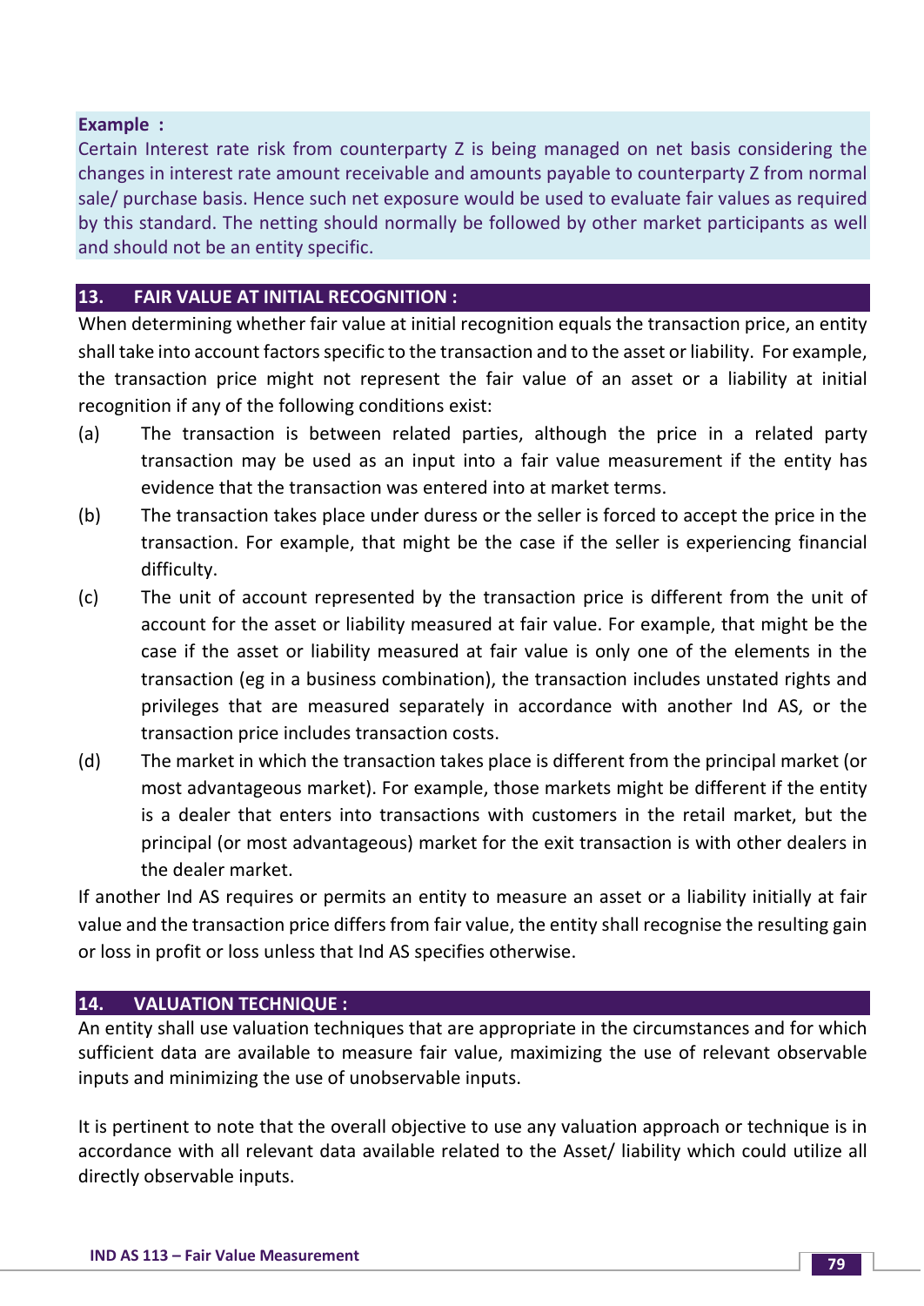**Example :**

Certain Interest rate risk from counterparty Z is being managed on net basis considering the changes in interest rate amount receivable and amounts payable to counterparty Z from normal sale/ purchase basis. Hence such net exposure would be used to evaluate fair values as required by this standard. The netting should normally be followed by other market participants as well and should not be an entity specific.

## 13. FAIR VALUE AT INITIAL RECOGNITION :

When determining whether fair value at initial recognition equals the transaction price, an entity shall take into account factors specific to the transaction and to the asset or liability. For example, the transaction price might not represent the fair value of an asset or a liability at initial recognition if any of the following conditions exist:

(a) The transaction is between related parties, although the price in a related party transaction may be used as an input into a fair value measurement if the entity has evidence that the transaction was entered into at market terms.

(b) The transaction takes place under duress or the seller is forced to accept the price in the transaction. For example, that might be the case if the seller is experiencing financial difficulty.

(c) The unit of account represented by the transaction price is different from the unit of account for the asset or liability measured at fair value. For example, that might be the case if the asset or liability measured at fair value is only one of the elements in the transaction (eg in a business combination), the transaction includes unstated rights and privileges that are measured separately in accordance with another Ind AS, or the transaction price includes transaction costs.

(d) The market in which the transaction takes place is different from the principal market (or most advantageous market). For example, those markets might be different if the entity is a dealer that enters into transactions with customers in the retail market, but the principal (or most advantageous) market for the exit transaction is with other dealers in the dealer market.

If another Ind AS requires or permits an entity to measure an asset or a liability initially at fair value and the transaction price differs from fair value, the entity shall recognise the resulting gain or loss in profit or loss unless that Ind AS specifies otherwise.

## 14. VALUATION TECHNIQUE :

An entity shall use valuation techniques that are appropriate in the circumstances and for which sufficient data are available to measure fair value, maximizing the use of relevant observable inputs and minimizing the use of unobservable inputs.

It is pertinent to note that the overall objective to use any valuation approach or technique is in accordance with all relevant data available related to the Asset/ liability which could utilize all directly observable inputs.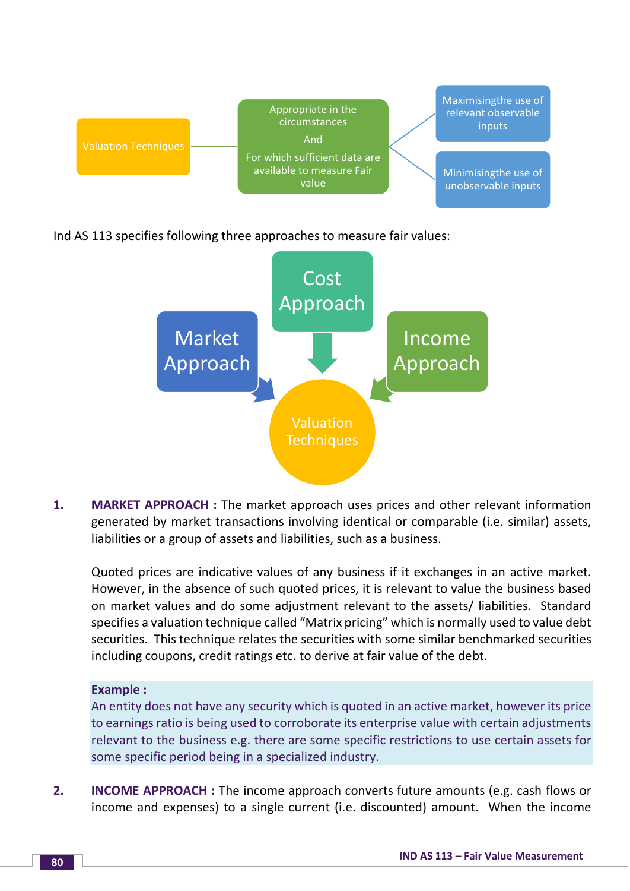Valuation Techniques → Appropriate in the circumstances And For which sufficient data are available to measure Fair value → Maximisingthe use of relevant observable inputs; Minimisingthe use of unobservable inputs

Ind AS 113 specifies following three approaches to measure fair values:

Market Approach → Valuation Techniques
Cost Approach → Valuation Techniques
Income Approach → Valuation Techniques

1. **MARKET APPROACH :** The market approach uses prices and other relevant information generated by market transactions involving identical or comparable (i.e. similar) assets, liabilities or a group of assets and liabilities, such as a business.

   Quoted prices are indicative values of any business if it exchanges in an active market. However, in the absence of such quoted prices, it is relevant to value the business based on market values and do some adjustment relevant to the assets/ liabilities. Standard specifies a valuation technique called "Matrix pricing" which is normally used to value debt securities. This technique relates the securities with some similar benchmarked securities including coupons, credit ratings etc. to derive at fair value of the debt.

   **Example :**
   An entity does not have any security which is quoted in an active market, however its price to earnings ratio is being used to corroborate its enterprise value with certain adjustments relevant to the business e.g. there are some specific restrictions to use certain assets for some specific period being in a specialized industry.

2. **INCOME APPROACH :** The income approach converts future amounts (e.g. cash flows or income and expenses) to a single current (i.e. discounted) amount. When the income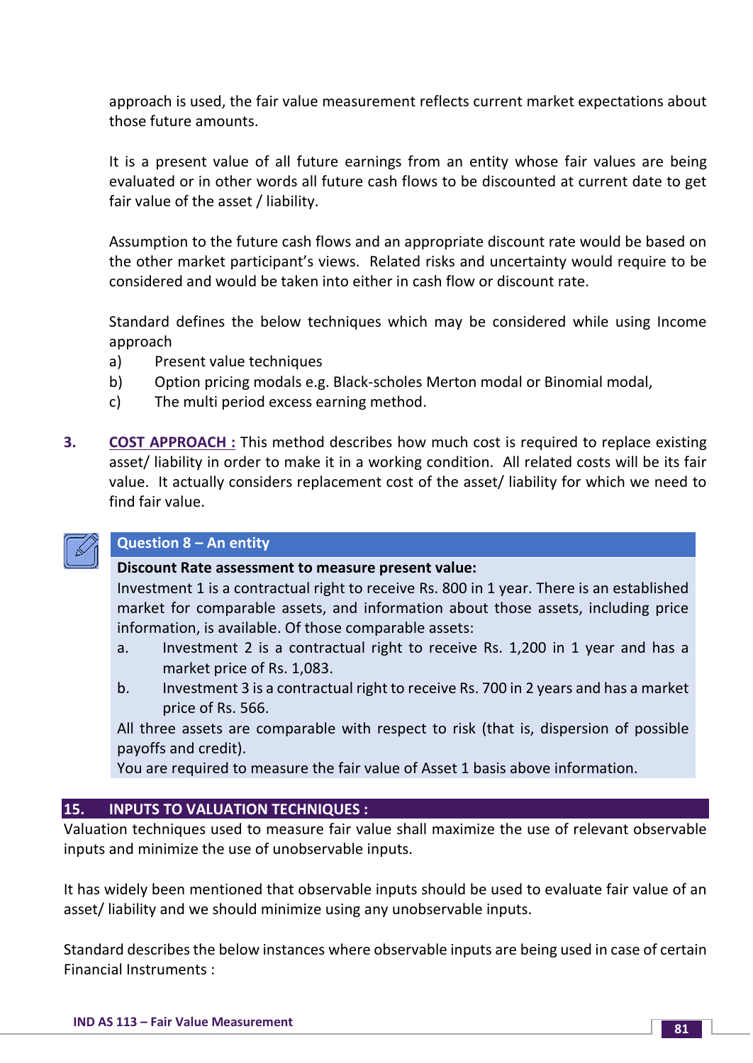approach is used, the fair value measurement reflects current market expectations about those future amounts.

It is a present value of all future earnings from an entity whose fair values are being evaluated or in other words all future cash flows to be discounted at current date to get fair value of the asset / liability.

Assumption to the future cash flows and an appropriate discount rate would be based on the other market participant's views. Related risks and uncertainty would require to be considered and would be taken into either in cash flow or discount rate.

Standard defines the below techniques which may be considered while using Income approach

a) Present value techniques
b) Option pricing modals e.g. Black-scholes Merton modal or Binomial modal,
c) The multi period excess earning method.

**3.** **COST APPROACH :** This method describes how much cost is required to replace existing asset/ liability in order to make it in a working condition. All related costs will be its fair value. It actually considers replacement cost of the asset/ liability for which we need to find fair value.

**Question 8 – An entity**

**Discount Rate assessment to measure present value:**

Investment 1 is a contractual right to receive Rs. 800 in 1 year. There is an established market for comparable assets, and information about those assets, including price information, is available. Of those comparable assets:

a. Investment 2 is a contractual right to receive Rs. 1,200 in 1 year and has a market price of Rs. 1,083.
b. Investment 3 is a contractual right to receive Rs. 700 in 2 years and has a market price of Rs. 566.

All three assets are comparable with respect to risk (that is, dispersion of possible payoffs and credit).

You are required to measure the fair value of Asset 1 basis above information.

## 15. INPUTS TO VALUATION TECHNIQUES :

Valuation techniques used to measure fair value shall maximize the use of relevant observable inputs and minimize the use of unobservable inputs.

It has widely been mentioned that observable inputs should be used to evaluate fair value of an asset/ liability and we should minimize using any unobservable inputs.

Standard describes the below instances where observable inputs are being used in case of certain Financial Instruments :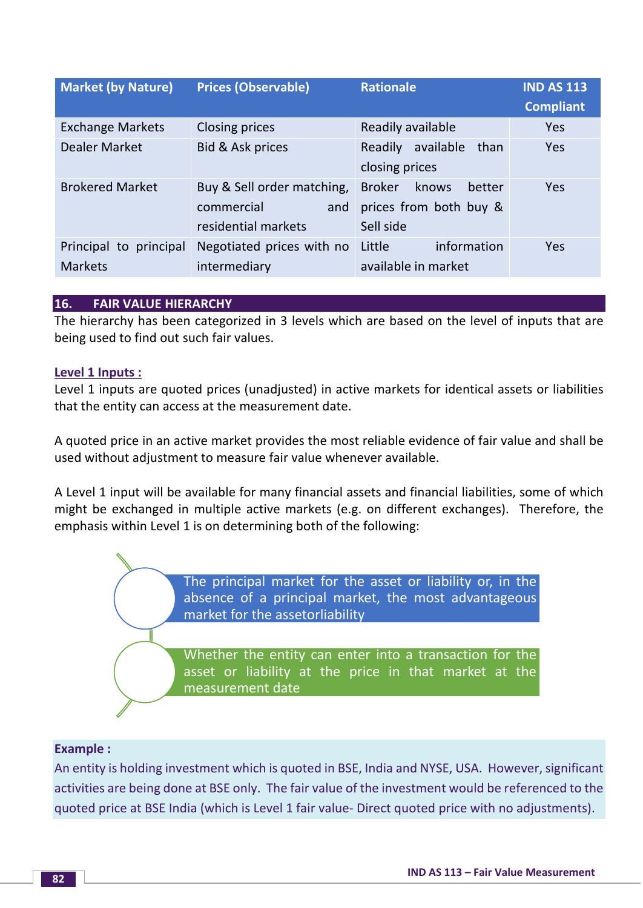| Market (by Nature) | Prices (Observable) | Rationale | IND AS 113 Compliant |
|---|---|---|---|
| Exchange Markets | Closing prices | Readily available | Yes |
| Dealer Market | Bid & Ask prices | Readily available than closing prices | Yes |
| Brokered Market | Buy & Sell order matching, commercial and residential markets | Broker knows better prices from both buy & Sell side | Yes |
| Principal to principal Markets | Negotiated prices with no intermediary | Little information available in market | Yes |

## 16. FAIR VALUE HIERARCHY

The hierarchy has been categorized in 3 levels which are based on the level of inputs that are being used to find out such fair values.

**Level 1 Inputs :**

Level 1 inputs are quoted prices (unadjusted) in active markets for identical assets or liabilities that the entity can access at the measurement date.

A quoted price in an active market provides the most reliable evidence of fair value and shall be used without adjustment to measure fair value whenever available.

A Level 1 input will be available for many financial assets and financial liabilities, some of which might be exchanged in multiple active markets (e.g. on different exchanges). Therefore, the emphasis within Level 1 is on determining both of the following:

- The principal market for the asset or liability or, in the absence of a principal market, the most advantageous market for the assetorliability
- Whether the entity can enter into a transaction for the asset or liability at the price in that market at the measurement date

**Example :**

An entity is holding investment which is quoted in BSE, India and NYSE, USA. However, significant activities are being done at BSE only. The fair value of the investment would be referenced to the quoted price at BSE India (which is Level 1 fair value- Direct quoted price with no adjustments).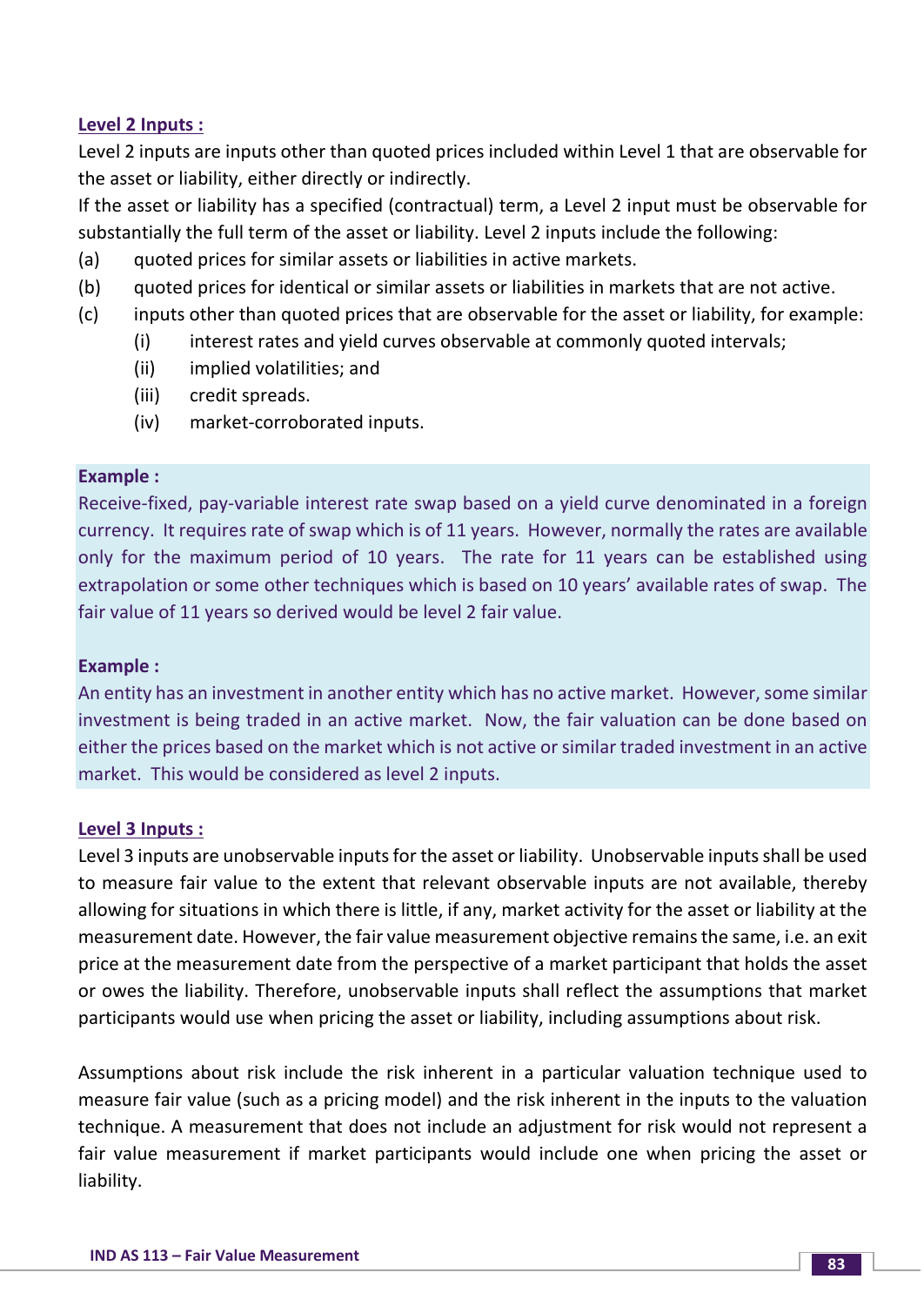## Level 2 Inputs :

Level 2 inputs are inputs other than quoted prices included within Level 1 that are observable for the asset or liability, either directly or indirectly.

If the asset or liability has a specified (contractual) term, a Level 2 input must be observable for substantially the full term of the asset or liability. Level 2 inputs include the following:

(a) quoted prices for similar assets or liabilities in active markets.

(b) quoted prices for identical or similar assets or liabilities in markets that are not active.

(c) inputs other than quoted prices that are observable for the asset or liability, for example:

   (i) interest rates and yield curves observable at commonly quoted intervals;

   (ii) implied volatilities; and

   (iii) credit spreads.

   (iv) market-corroborated inputs.

**Example :**

Receive-fixed, pay-variable interest rate swap based on a yield curve denominated in a foreign currency. It requires rate of swap which is of 11 years. However, normally the rates are available only for the maximum period of 10 years. The rate for 11 years can be established using extrapolation or some other techniques which is based on 10 years' available rates of swap. The fair value of 11 years so derived would be level 2 fair value.

**Example :**

An entity has an investment in another entity which has no active market. However, some similar investment is being traded in an active market. Now, the fair valuation can be done based on either the prices based on the market which is not active or similar traded investment in an active market. This would be considered as level 2 inputs.

## Level 3 Inputs :

Level 3 inputs are unobservable inputs for the asset or liability. Unobservable inputs shall be used to measure fair value to the extent that relevant observable inputs are not available, thereby allowing for situations in which there is little, if any, market activity for the asset or liability at the measurement date. However, the fair value measurement objective remains the same, i.e. an exit price at the measurement date from the perspective of a market participant that holds the asset or owes the liability. Therefore, unobservable inputs shall reflect the assumptions that market participants would use when pricing the asset or liability, including assumptions about risk.

Assumptions about risk include the risk inherent in a particular valuation technique used to measure fair value (such as a pricing model) and the risk inherent in the inputs to the valuation technique. A measurement that does not include an adjustment for risk would not represent a fair value measurement if market participants would include one when pricing the asset or liability.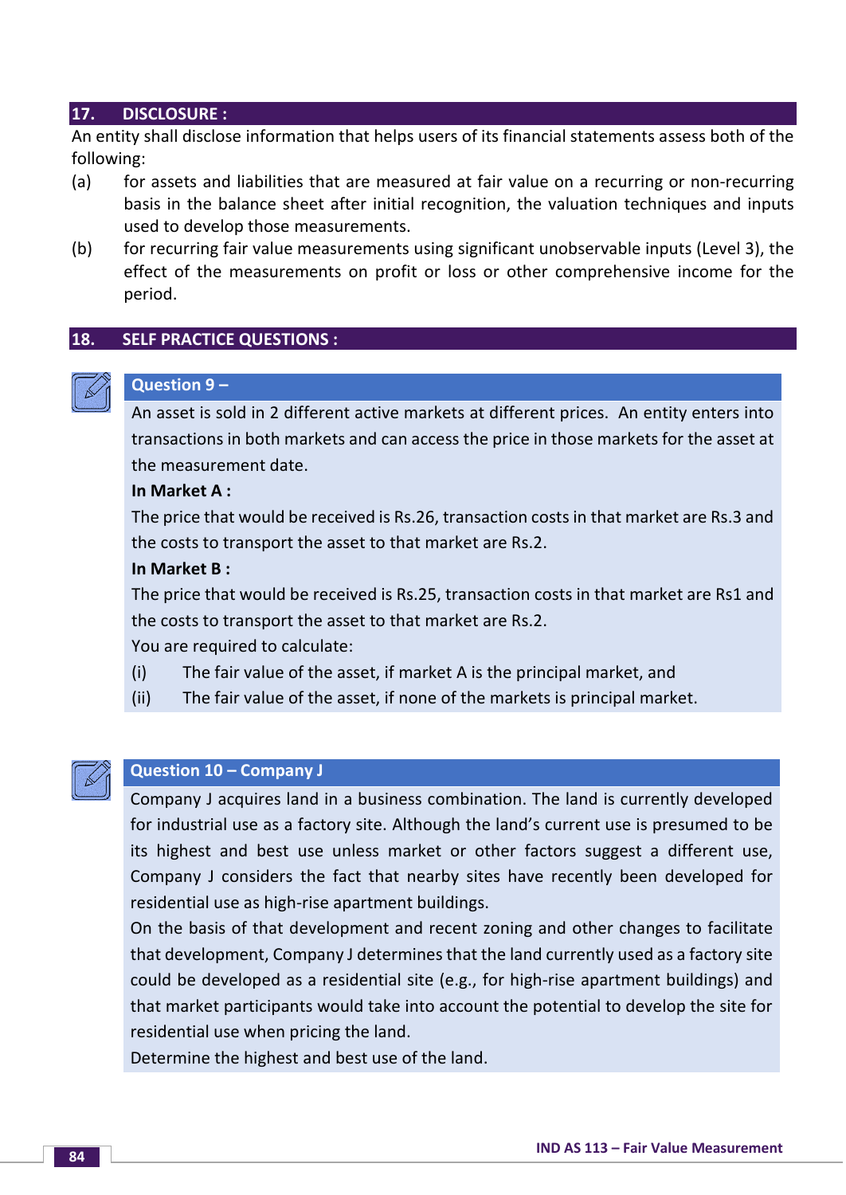## 17. DISCLOSURE :

An entity shall disclose information that helps users of its financial statements assess both of the following:

(a) for assets and liabilities that are measured at fair value on a recurring or non-recurring basis in the balance sheet after initial recognition, the valuation techniques and inputs used to develop those measurements.

(b) for recurring fair value measurements using significant unobservable inputs (Level 3), the effect of the measurements on profit or loss or other comprehensive income for the period.

## 18. SELF PRACTICE QUESTIONS :

### Question 9 –

An asset is sold in 2 different active markets at different prices. An entity enters into transactions in both markets and can access the price in those markets for the asset at the measurement date.

**In Market A :**

The price that would be received is Rs.26, transaction costs in that market are Rs.3 and the costs to transport the asset to that market are Rs.2.

**In Market B :**

The price that would be received is Rs.25, transaction costs in that market are Rs1 and the costs to transport the asset to that market are Rs.2.

You are required to calculate:

(i) The fair value of the asset, if market A is the principal market, and

(ii) The fair value of the asset, if none of the markets is principal market.

### Question 10 – Company J

Company J acquires land in a business combination. The land is currently developed for industrial use as a factory site. Although the land's current use is presumed to be its highest and best use unless market or other factors suggest a different use, Company J considers the fact that nearby sites have recently been developed for residential use as high-rise apartment buildings.

On the basis of that development and recent zoning and other changes to facilitate that development, Company J determines that the land currently used as a factory site could be developed as a residential site (e.g., for high-rise apartment buildings) and that market participants would take into account the potential to develop the site for residential use when pricing the land.

Determine the highest and best use of the land.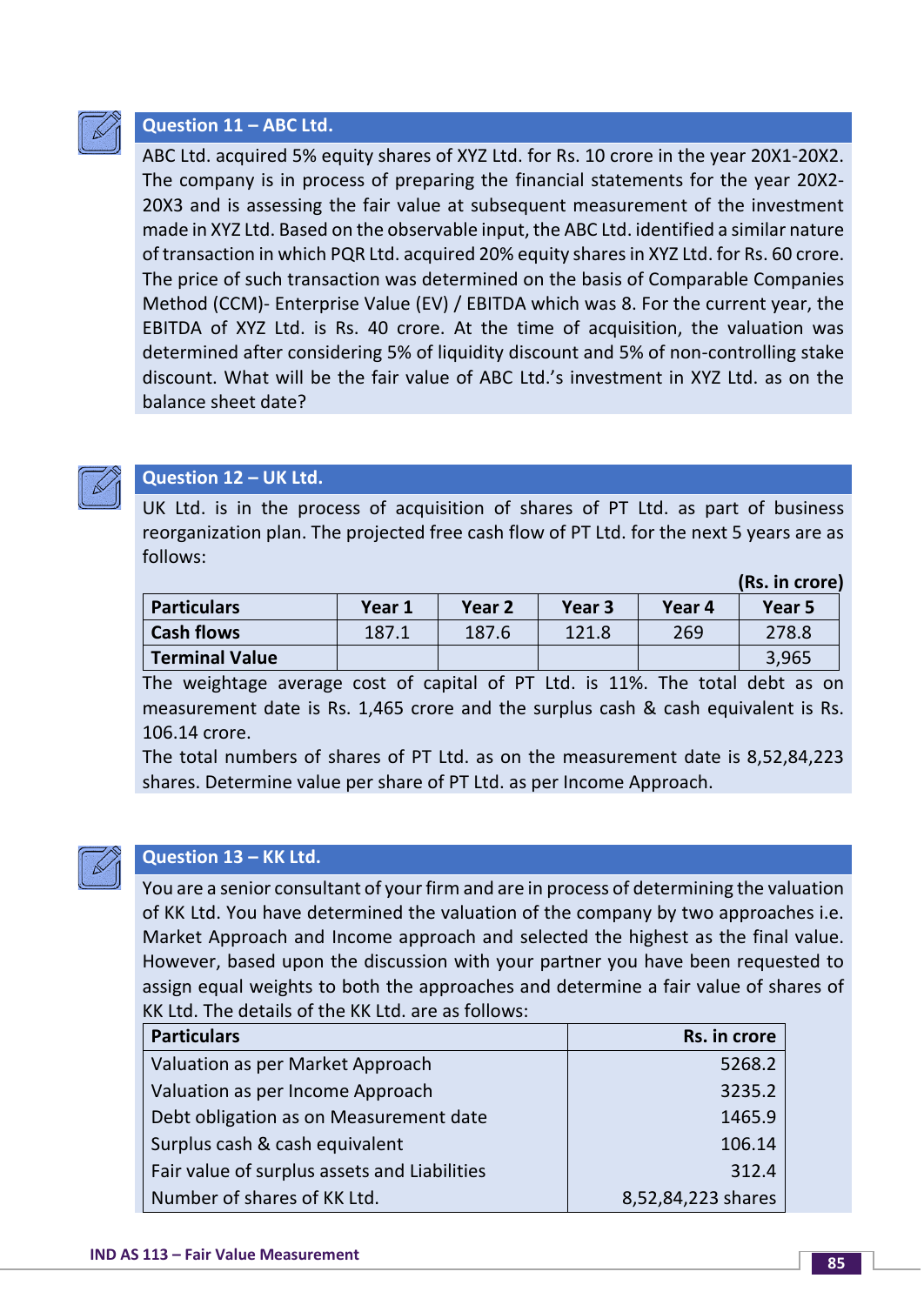## Question 11 – ABC Ltd.

ABC Ltd. acquired 5% equity shares of XYZ Ltd. for Rs. 10 crore in the year 20X1-20X2. The company is in process of preparing the financial statements for the year 20X2-20X3 and is assessing the fair value at subsequent measurement of the investment made in XYZ Ltd. Based on the observable input, the ABC Ltd. identified a similar nature of transaction in which PQR Ltd. acquired 20% equity shares in XYZ Ltd. for Rs. 60 crore. The price of such transaction was determined on the basis of Comparable Companies Method (CCM)- Enterprise Value (EV) / EBITDA which was 8. For the current year, the EBITDA of XYZ Ltd. is Rs. 40 crore. At the time of acquisition, the valuation was determined after considering 5% of liquidity discount and 5% of non-controlling stake discount. What will be the fair value of ABC Ltd.'s investment in XYZ Ltd. as on the balance sheet date?

## Question 12 – UK Ltd.

UK Ltd. is in the process of acquisition of shares of PT Ltd. as part of business reorganization plan. The projected free cash flow of PT Ltd. for the next 5 years are as follows:

**(Rs. in crore)**

| Particulars | Year 1 | Year 2 | Year 3 | Year 4 | Year 5 |
|---|---|---|---|---|---|
| **Cash flows** | 187.1 | 187.6 | 121.8 | 269 | 278.8 |
| **Terminal Value** | | | | | 3,965 |

The weightage average cost of capital of PT Ltd. is 11%. The total debt as on measurement date is Rs. 1,465 crore and the surplus cash & cash equivalent is Rs. 106.14 crore.

The total numbers of shares of PT Ltd. as on the measurement date is 8,52,84,223 shares. Determine value per share of PT Ltd. as per Income Approach.

## Question 13 – KK Ltd.

You are a senior consultant of your firm and are in process of determining the valuation of KK Ltd. You have determined the valuation of the company by two approaches i.e. Market Approach and Income approach and selected the highest as the final value. However, based upon the discussion with your partner you have been requested to assign equal weights to both the approaches and determine a fair value of shares of KK Ltd. The details of the KK Ltd. are as follows:

| Particulars | Rs. in crore |
|---|---|
| Valuation as per Market Approach | 5268.2 |
| Valuation as per Income Approach | 3235.2 |
| Debt obligation as on Measurement date | 1465.9 |
| Surplus cash & cash equivalent | 106.14 |
| Fair value of surplus assets and Liabilities | 312.4 |
| Number of shares of KK Ltd. | 8,52,84,223 shares |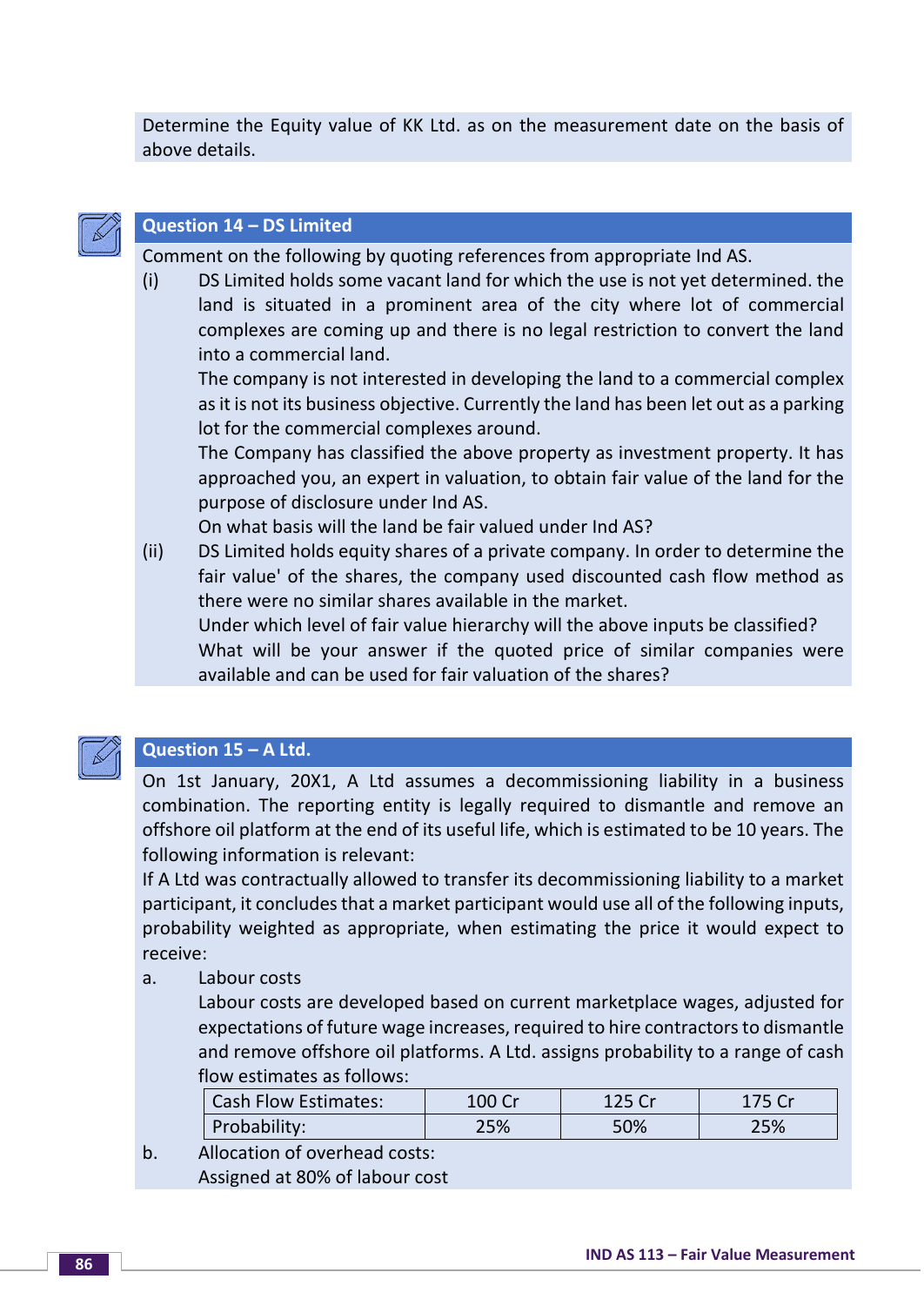Determine the Equity value of KK Ltd. as on the measurement date on the basis of above details.

### Question 14 – DS Limited

Comment on the following by quoting references from appropriate Ind AS.

(i) DS Limited holds some vacant land for which the use is not yet determined. the land is situated in a prominent area of the city where lot of commercial complexes are coming up and there is no legal restriction to convert the land into a commercial land.

The company is not interested in developing the land to a commercial complex as it is not its business objective. Currently the land has been let out as a parking lot for the commercial complexes around.

The Company has classified the above property as investment property. It has approached you, an expert in valuation, to obtain fair value of the land for the purpose of disclosure under Ind AS.

On what basis will the land be fair valued under Ind AS?

(ii) DS Limited holds equity shares of a private company. In order to determine the fair value' of the shares, the company used discounted cash flow method as there were no similar shares available in the market.

Under which level of fair value hierarchy will the above inputs be classified?

What will be your answer if the quoted price of similar companies were available and can be used for fair valuation of the shares?

### Question 15 – A Ltd.

On 1st January, 20X1, A Ltd assumes a decommissioning liability in a business combination. The reporting entity is legally required to dismantle and remove an offshore oil platform at the end of its useful life, which is estimated to be 10 years. The following information is relevant:

If A Ltd was contractually allowed to transfer its decommissioning liability to a market participant, it concludes that a market participant would use all of the following inputs, probability weighted as appropriate, when estimating the price it would expect to receive:

a. Labour costs

Labour costs are developed based on current marketplace wages, adjusted for expectations of future wage increases, required to hire contractors to dismantle and remove offshore oil platforms. A Ltd. assigns probability to a range of cash flow estimates as follows:

| Cash Flow Estimates: | 100 Cr | 125 Cr | 175 Cr |
|---|---|---|---|
| Probability: | 25% | 50% | 25% |

b. Allocation of overhead costs:

Assigned at 80% of labour cost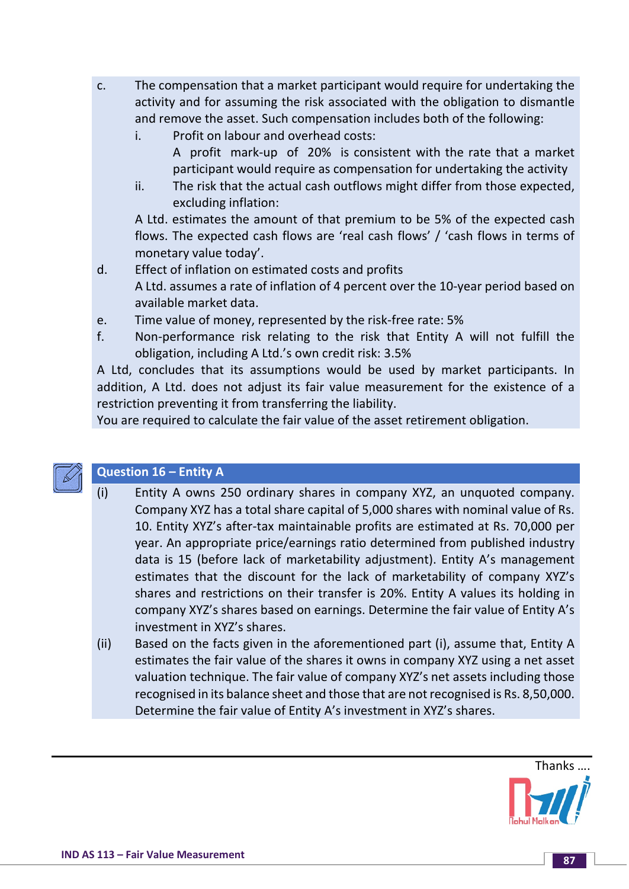c. The compensation that a market participant would require for undertaking the activity and for assuming the risk associated with the obligation to dismantle and remove the asset. Such compensation includes both of the following:

   i. Profit on labour and overhead costs:
      A profit mark-up of 20% is consistent with the rate that a market participant would require as compensation for undertaking the activity

   ii. The risk that the actual cash outflows might differ from those expected, excluding inflation:

   A Ltd. estimates the amount of that premium to be 5% of the expected cash flows. The expected cash flows are 'real cash flows' / 'cash flows in terms of monetary value today'.

d. Effect of inflation on estimated costs and profits
   A Ltd. assumes a rate of inflation of 4 percent over the 10-year period based on available market data.

e. Time value of money, represented by the risk-free rate: 5%

f. Non-performance risk relating to the risk that Entity A will not fulfill the obligation, including A Ltd.'s own credit risk: 3.5%

A Ltd, concludes that its assumptions would be used by market participants. In addition, A Ltd. does not adjust its fair value measurement for the existence of a restriction preventing it from transferring the liability.

You are required to calculate the fair value of the asset retirement obligation.

## Question 16 – Entity A

(i) Entity A owns 250 ordinary shares in company XYZ, an unquoted company. Company XYZ has a total share capital of 5,000 shares with nominal value of Rs. 10. Entity XYZ's after-tax maintainable profits are estimated at Rs. 70,000 per year. An appropriate price/earnings ratio determined from published industry data is 15 (before lack of marketability adjustment). Entity A's management estimates that the discount for the lack of marketability of company XYZ's shares and restrictions on their transfer is 20%. Entity A values its holding in company XYZ's shares based on earnings. Determine the fair value of Entity A's investment in XYZ's shares.

(ii) Based on the facts given in the aforementioned part (i), assume that, Entity A estimates the fair value of the shares it owns in company XYZ using a net asset valuation technique. The fair value of company XYZ's net assets including those recognised in its balance sheet and those that are not recognised is Rs. 8,50,000. Determine the fair value of Entity A's investment in XYZ's shares.

Thanks ….